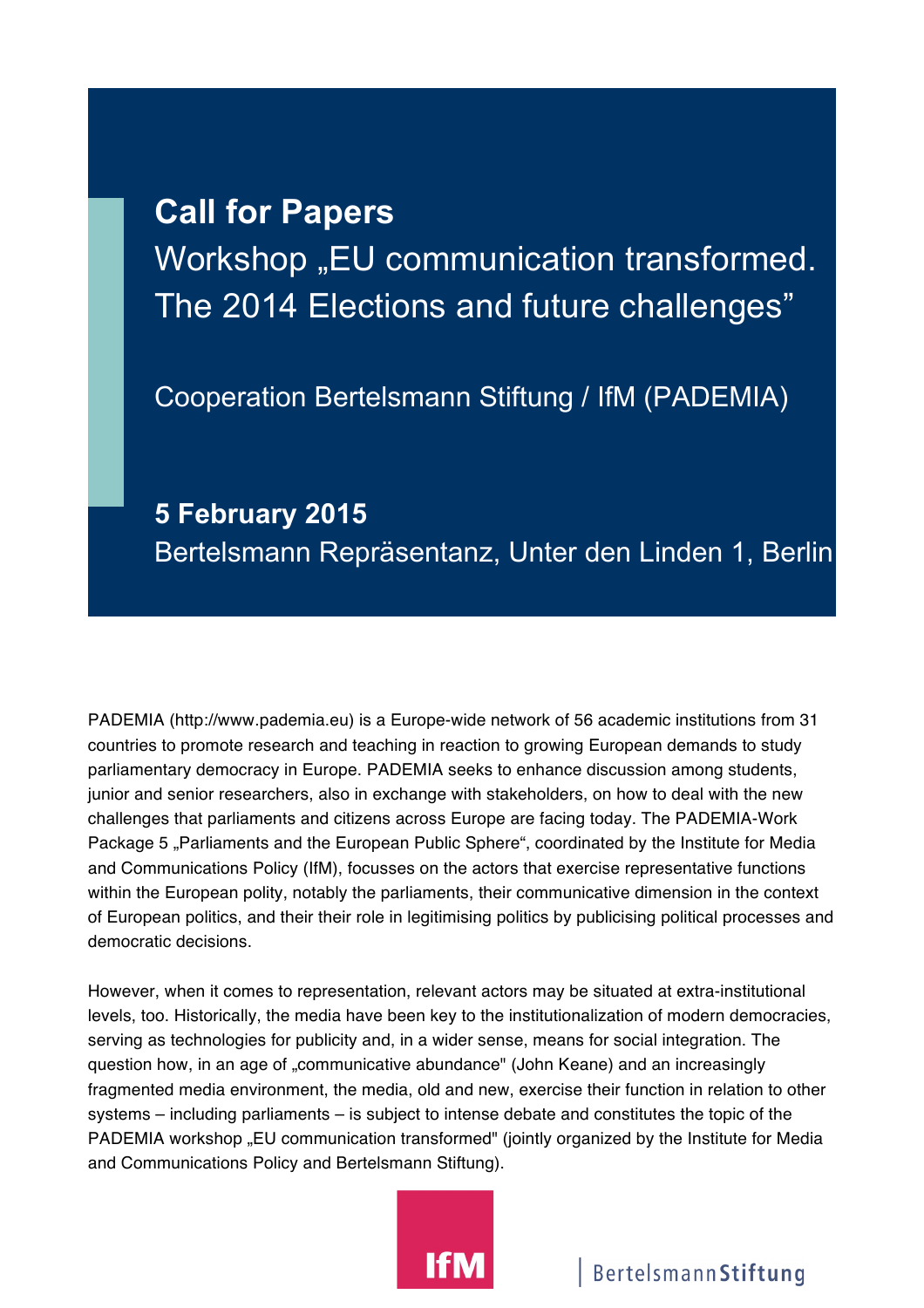# Call for Papers

## Workshop „EU communication transformed. The 2014 Elections and future challenges"

Cooperation Bertelsmann Stiftung / IfM (PADEMIA)

**5 February 2015**

Bertelsmann Repräsentanz, Unter den Linden 1, Berlin

PADEMIA (http://www.pademia.eu) is a Europe-wide network of 56 academic institutions from 31 countries to promote research and teaching in reaction to growing European demands to study parliamentary democracy in Europe. PADEMIA seeks to enhance discussion among students, junior and senior researchers, also in exchange with stakeholders, on how to deal with the new challenges that parliaments and citizens across Europe are facing today. The PADEMIA-Work Package 5 „Parliaments and the European Public Sphere", coordinated by the Institute for Media and Communications Policy (IfM), focusses on the actors that exercise representative functions within the European polity, notably the parliaments, their communicative dimension in the context of European politics, and their their role in legitimising politics by publicising political processes and democratic decisions.

However, when it comes to representation, relevant actors may be situated at extra-institutional levels, too. Historically, the media have been key to the institutionalization of modern democracies, serving as technologies for publicity and, in a wider sense, means for social integration. The question how, in an age of „communicative abundance" (John Keane) and an increasingly fragmented media environment, the media, old and new, exercise their function in relation to other systems – including parliaments – is subject to intense debate and constitutes the topic of the PADEMIA workshop „EU communication transformed" (jointly organized by the Institute for Media and Communications Policy and Bertelsmann Stiftung).

IfM | BertelsmannStiftung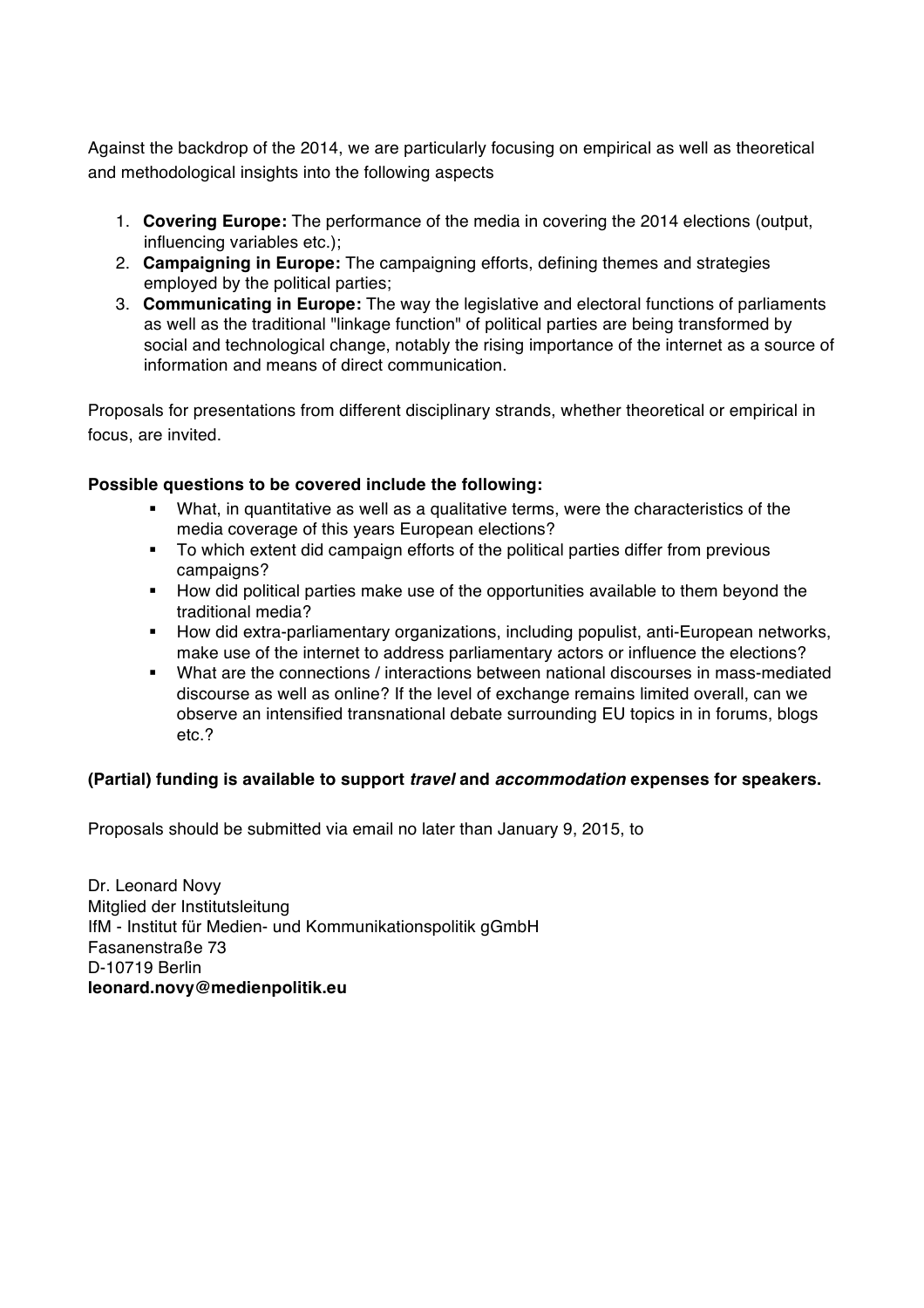Against the backdrop of the 2014, we are particularly focusing on empirical as well as theoretical and methodological insights into the following aspects

1. **Covering Europe:** The performance of the media in covering the 2014 elections (output, influencing variables etc.);
2. **Campaigning in Europe:** The campaigning efforts, defining themes and strategies employed by the political parties;
3. **Communicating in Europe:** The way the legislative and electoral functions of parliaments as well as the traditional "linkage function" of political parties are being transformed by social and technological change, notably the rising importance of the internet as a source of information and means of direct communication.

Proposals for presentations from different disciplinary strands, whether theoretical or empirical in focus, are invited.

**Possible questions to be covered include the following:**

- What, in quantitative as well as a qualitative terms, were the characteristics of the media coverage of this years European elections?
- To which extent did campaign efforts of the political parties differ from previous campaigns?
- How did political parties make use of the opportunities available to them beyond the traditional media?
- How did extra-parliamentary organizations, including populist, anti-European networks, make use of the internet to address parliamentary actors or influence the elections?
- What are the connections / interactions between national discourses in mass-mediated discourse as well as online? If the level of exchange remains limited overall, can we observe an intensified transnational debate surrounding EU topics in in forums, blogs etc.?

**(Partial) funding is available to support *travel* and *accommodation* expenses for speakers.**

Proposals should be submitted via email no later than January 9, 2015, to

Dr. Leonard Novy
Mitglied der Institutsleitung
IfM - Institut für Medien- und Kommunikationspolitik gGmbH
Fasanenstraße 73
D-10719 Berlin
**leonard.novy@medienpolitik.eu**